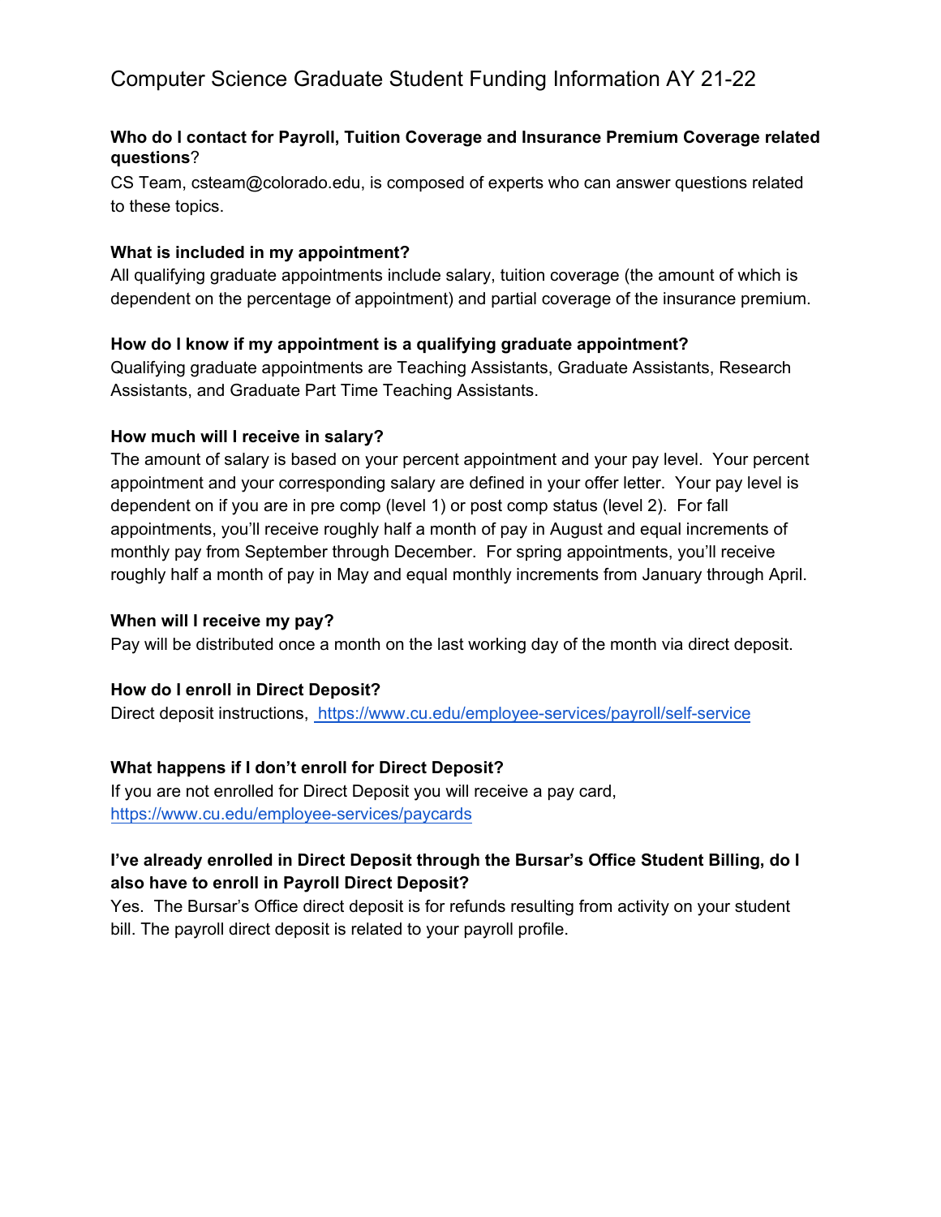# Computer Science Graduate Student Funding Information AY 21-22

**Who do I contact for Payroll, Tuition Coverage and Insurance Premium Coverage related questions**?

CS Team, csteam@colorado.edu, is composed of experts who can answer questions related to these topics.

**What is included in my appointment?**

All qualifying graduate appointments include salary, tuition coverage (the amount of which is dependent on the percentage of appointment) and partial coverage of the insurance premium.

**How do I know if my appointment is a qualifying graduate appointment?**

Qualifying graduate appointments are Teaching Assistants, Graduate Assistants, Research Assistants, and Graduate Part Time Teaching Assistants.

**How much will I receive in salary?**

The amount of salary is based on your percent appointment and your pay level. Your percent appointment and your corresponding salary are defined in your offer letter. Your pay level is dependent on if you are in pre comp (level 1) or post comp status (level 2). For fall appointments, you'll receive roughly half a month of pay in August and equal increments of monthly pay from September through December. For spring appointments, you'll receive roughly half a month of pay in May and equal monthly increments from January through April.

**When will I receive my pay?**

Pay will be distributed once a month on the last working day of the month via direct deposit.

**How do I enroll in Direct Deposit?**

Direct deposit instructions, https://www.cu.edu/employee-services/payroll/self-service

**What happens if I don't enroll for Direct Deposit?**

If you are not enrolled for Direct Deposit you will receive a pay card, https://www.cu.edu/employee-services/paycards

**I've already enrolled in Direct Deposit through the Bursar's Office Student Billing, do I also have to enroll in Payroll Direct Deposit?**

Yes. The Bursar's Office direct deposit is for refunds resulting from activity on your student bill. The payroll direct deposit is related to your payroll profile.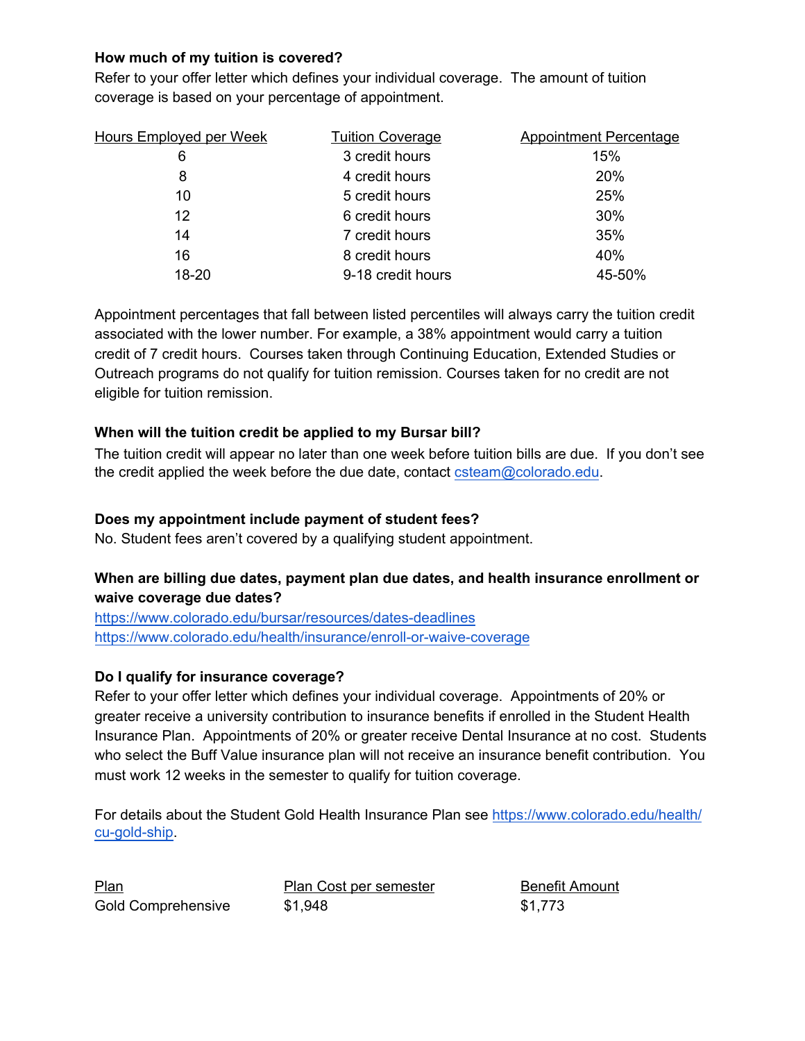**How much of my tuition is covered?**

Refer to your offer letter which defines your individual coverage. The amount of tuition coverage is based on your percentage of appointment.

| Hours Employed per Week | Tuition Coverage | Appointment Percentage |
|---|---|---|
| 6 | 3 credit hours | 15% |
| 8 | 4 credit hours | 20% |
| 10 | 5 credit hours | 25% |
| 12 | 6 credit hours | 30% |
| 14 | 7 credit hours | 35% |
| 16 | 8 credit hours | 40% |
| 18-20 | 9-18 credit hours | 45-50% |

Appointment percentages that fall between listed percentiles will always carry the tuition credit associated with the lower number. For example, a 38% appointment would carry a tuition credit of 7 credit hours. Courses taken through Continuing Education, Extended Studies or Outreach programs do not qualify for tuition remission. Courses taken for no credit are not eligible for tuition remission.

**When will the tuition credit be applied to my Bursar bill?**

The tuition credit will appear no later than one week before tuition bills are due. If you don't see the credit applied the week before the due date, contact csteam@colorado.edu.

**Does my appointment include payment of student fees?**

No. Student fees aren't covered by a qualifying student appointment.

**When are billing due dates, payment plan due dates, and health insurance enrollment or waive coverage due dates?**

https://www.colorado.edu/bursar/resources/dates-deadlines
https://www.colorado.edu/health/insurance/enroll-or-waive-coverage

**Do I qualify for insurance coverage?**

Refer to your offer letter which defines your individual coverage. Appointments of 20% or greater receive a university contribution to insurance benefits if enrolled in the Student Health Insurance Plan. Appointments of 20% or greater receive Dental Insurance at no cost. Students who select the Buff Value insurance plan will not receive an insurance benefit contribution. You must work 12 weeks in the semester to qualify for tuition coverage.

For details about the Student Gold Health Insurance Plan see https://www.colorado.edu/health/cu-gold-ship.

| Plan | Plan Cost per semester | Benefit Amount |
|---|---|---|
| Gold Comprehensive | $1,948 | $1,773 |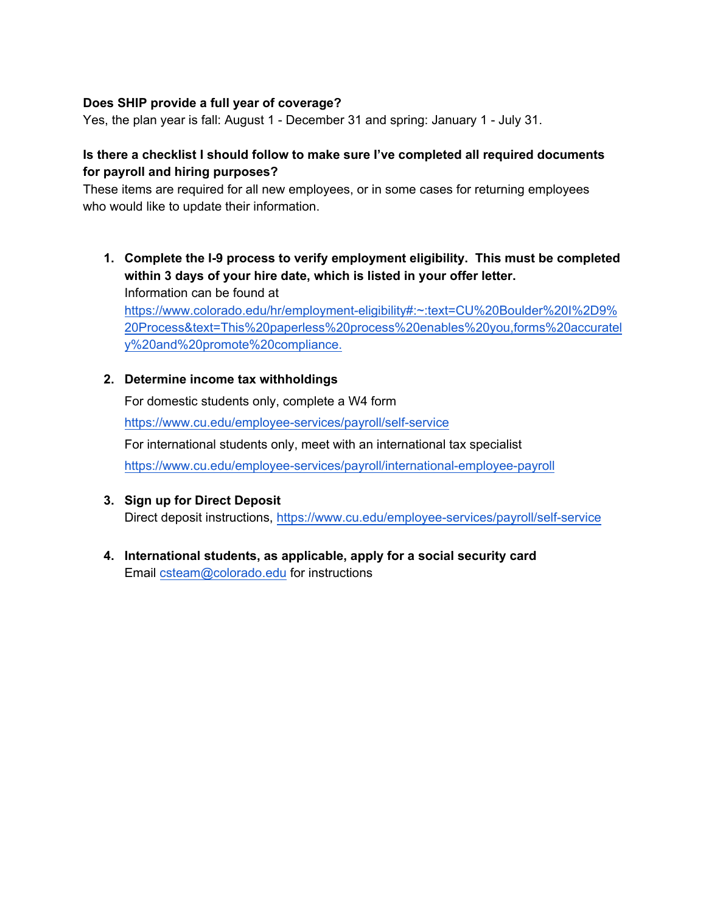**Does SHIP provide a full year of coverage?**

Yes, the plan year is fall: August 1 - December 31 and spring: January 1 - July 31.

**Is there a checklist I should follow to make sure I've completed all required documents for payroll and hiring purposes?**

These items are required for all new employees, or in some cases for returning employees who would like to update their information.

1. **Complete the I-9 process to verify employment eligibility. This must be completed within 3 days of your hire date, which is listed in your offer letter.**
   Information can be found at https://www.colorado.edu/hr/employment-eligibility#:~:text=CU%20Boulder%20I%2D9%20Process&text=This%20paperless%20process%20enables%20you,forms%20accurately%20and%20promote%20compliance.

2. **Determine income tax withholdings**

   For domestic students only, complete a W4 form

   https://www.cu.edu/employee-services/payroll/self-service

   For international students only, meet with an international tax specialist

   https://www.cu.edu/employee-services/payroll/international-employee-payroll

3. **Sign up for Direct Deposit**
   Direct deposit instructions, https://www.cu.edu/employee-services/payroll/self-service

4. **International students, as applicable, apply for a social security card**
   Email csteam@colorado.edu for instructions